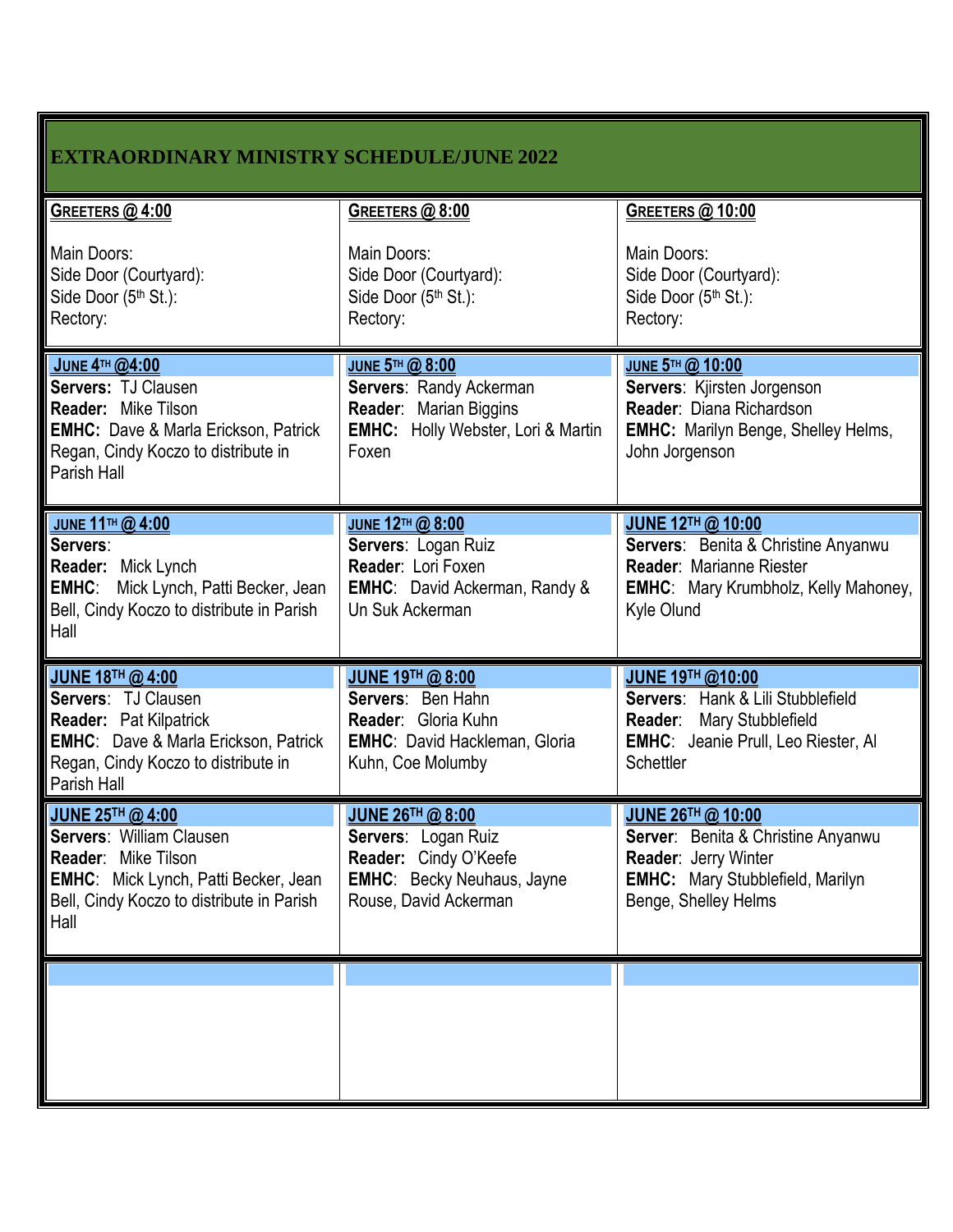# EXTRAORDINARY MINISTRY SCHEDULE/JUNE 2022

| **GREETERS @ 4:00** | **GREETERS @ 8:00** | **GREETERS @ 10:00** |
|---|---|---|
| Main Doors:<br>Side Door (Courtyard):<br>Side Door (5th St.):<br>Rectory: | Main Doors:<br>Side Door (Courtyard):<br>Side Door (5th St.):<br>Rectory: | Main Doors:<br>Side Door (Courtyard):<br>Side Door (5th St.):<br>Rectory: |
| **JUNE 4TH @4:00**<br>**Servers:** TJ Clausen<br>**Reader:** Mike Tilson<br>**EMHC:** Dave & Marla Erickson, Patrick Regan, Cindy Koczo to distribute in Parish Hall | **JUNE 5TH @ 8:00**<br>**Servers**: Randy Ackerman<br>**Reader**: Marian Biggins<br>**EMHC:** Holly Webster, Lori & Martin Foxen | **JUNE 5TH @ 10:00**<br>**Servers**: Kjirsten Jorgenson<br>**Reader**: Diana Richardson<br>**EMHC:** Marilyn Benge, Shelley Helms, John Jorgenson |
| **JUNE 11TH @ 4:00**<br>**Servers**:<br>**Reader:** Mick Lynch<br>**EMHC**: Mick Lynch, Patti Becker, Jean Bell, Cindy Koczo to distribute in Parish Hall | **JUNE 12TH @ 8:00**<br>**Servers**: Logan Ruiz<br>**Reader**: Lori Foxen<br>**EMHC**: David Ackerman, Randy & Un Suk Ackerman | **JUNE 12TH @ 10:00**<br>**Servers**: Benita & Christine Anyanwu<br>**Reader**: Marianne Riester<br>**EMHC**: Mary Krumbholz, Kelly Mahoney, Kyle Olund |
| **JUNE 18TH @ 4:00**<br>**Servers**: TJ Clausen<br>**Reader:** Pat Kilpatrick<br>**EMHC**: Dave & Marla Erickson, Patrick Regan, Cindy Koczo to distribute in Parish Hall | **JUNE 19TH @ 8:00**<br>**Servers**: Ben Hahn<br>**Reader**: Gloria Kuhn<br>**EMHC**: David Hackleman, Gloria Kuhn, Coe Molumby | **JUNE 19TH @10:00**<br>**Servers**: Hank & Lili Stubblefield<br>**Reader**: Mary Stubblefield<br>**EMHC**: Jeanie Prull, Leo Riester, Al Schettler |
| **JUNE 25TH @ 4:00**<br>**Servers**: William Clausen<br>**Reader**: Mike Tilson<br>**EMHC**: Mick Lynch, Patti Becker, Jean Bell, Cindy Koczo to distribute in Parish Hall | **JUNE 26TH @ 8:00**<br>**Servers**: Logan Ruiz<br>**Reader:** Cindy O'Keefe<br>**EMHC**: Becky Neuhaus, Jayne Rouse, David Ackerman | **JUNE 26TH @ 10:00**<br>**Server**: Benita & Christine Anyanwu<br>**Reader**: Jerry Winter<br>**EMHC:** Mary Stubblefield, Marilyn Benge, Shelley Helms |
| | | |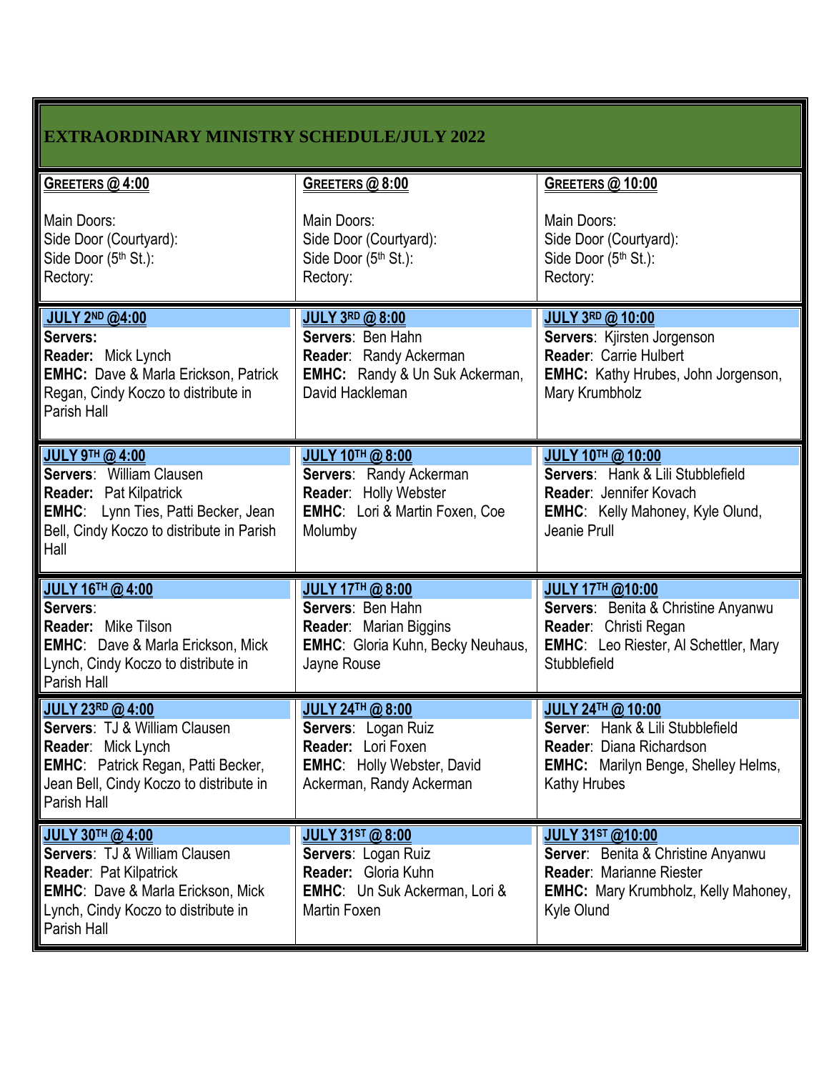# EXTRAORDINARY MINISTRY SCHEDULE/JULY 2022

| **GREETERS @ 4:00** | **GREETERS @ 8:00** | **GREETERS @ 10:00** |
|---|---|---|
| Main Doors:<br>Side Door (Courtyard):<br>Side Door (5th St.):<br>Rectory: | Main Doors:<br>Side Door (Courtyard):<br>Side Door (5th St.):<br>Rectory: | Main Doors:<br>Side Door (Courtyard):<br>Side Door (5th St.):<br>Rectory: |
| **JULY 2ND @4:00**<br>**Servers:**<br>**Reader:** Mick Lynch<br>**EMHC:** Dave & Marla Erickson, Patrick Regan, Cindy Koczo to distribute in Parish Hall | **JULY 3RD @ 8:00**<br>**Servers**: Ben Hahn<br>**Reader**: Randy Ackerman<br>**EMHC:** Randy & Un Suk Ackerman, David Hackleman | **JULY 3RD @ 10:00**<br>**Servers**: Kjirsten Jorgenson<br>**Reader**: Carrie Hulbert<br>**EMHC:** Kathy Hrubes, John Jorgenson, Mary Krumbholz |
| **JULY 9TH @ 4:00**<br>**Servers**: William Clausen<br>**Reader:** Pat Kilpatrick<br>**EMHC**: Lynn Ties, Patti Becker, Jean Bell, Cindy Koczo to distribute in Parish Hall | **JULY 10TH @ 8:00**<br>**Servers**: Randy Ackerman<br>**Reader**: Holly Webster<br>**EMHC**: Lori & Martin Foxen, Coe Molumby | **JULY 10TH @ 10:00**<br>**Servers**: Hank & Lili Stubblefield<br>**Reader**: Jennifer Kovach<br>**EMHC**: Kelly Mahoney, Kyle Olund, Jeanie Prull |
| **JULY 16TH @ 4:00**<br>**Servers**:<br>**Reader:** Mike Tilson<br>**EMHC**: Dave & Marla Erickson, Mick Lynch, Cindy Koczo to distribute in Parish Hall | **JULY 17TH @ 8:00**<br>**Servers**: Ben Hahn<br>**Reader**: Marian Biggins<br>**EMHC**: Gloria Kuhn, Becky Neuhaus, Jayne Rouse | **JULY 17TH @10:00**<br>**Servers**: Benita & Christine Anyanwu<br>**Reader**: Christi Regan<br>**EMHC**: Leo Riester, Al Schettler, Mary Stubblefield |
| **JULY 23RD @ 4:00**<br>**Servers**: TJ & William Clausen<br>**Reader**: Mick Lynch<br>**EMHC**: Patrick Regan, Patti Becker, Jean Bell, Cindy Koczo to distribute in Parish Hall | **JULY 24TH @ 8:00**<br>**Servers**: Logan Ruiz<br>**Reader:** Lori Foxen<br>**EMHC**: Holly Webster, David Ackerman, Randy Ackerman | **JULY 24TH @ 10:00**<br>**Server**: Hank & Lili Stubblefield<br>**Reader**: Diana Richardson<br>**EMHC:** Marilyn Benge, Shelley Helms, Kathy Hrubes |
| **JULY 30TH @ 4:00**<br>**Servers**: TJ & William Clausen<br>**Reader**: Pat Kilpatrick<br>**EMHC**: Dave & Marla Erickson, Mick Lynch, Cindy Koczo to distribute in Parish Hall | **JULY 31ST @ 8:00**<br>**Servers**: Logan Ruiz<br>**Reader:** Gloria Kuhn<br>**EMHC**: Un Suk Ackerman, Lori & Martin Foxen | **JULY 31ST @10:00**<br>**Server**: Benita & Christine Anyanwu<br>**Reader**: Marianne Riester<br>**EMHC:** Mary Krumbholz, Kelly Mahoney, Kyle Olund |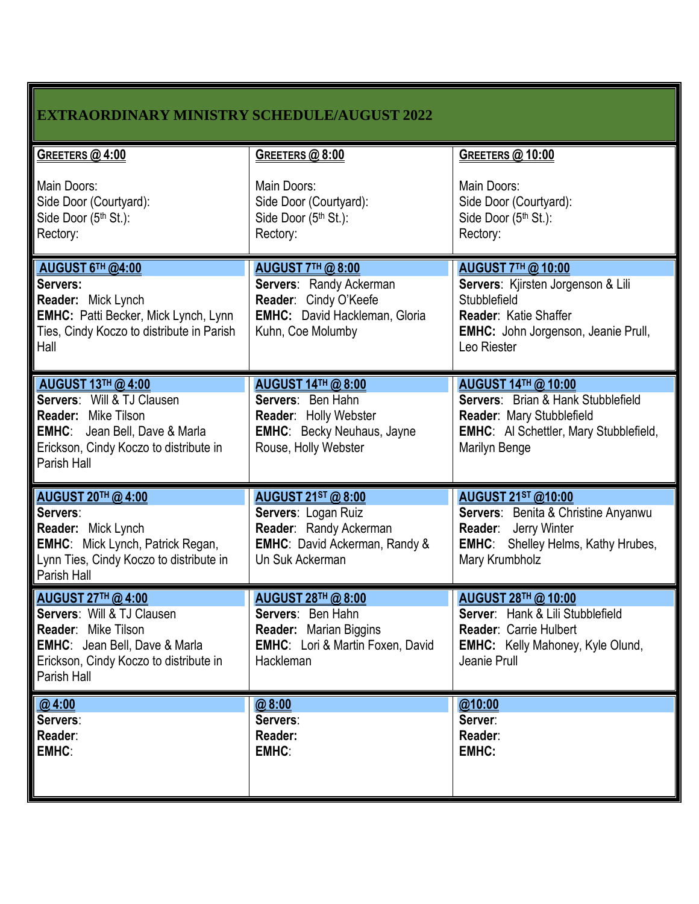# EXTRAORDINARY MINISTRY SCHEDULE/AUGUST 2022

| | | |
|---|---|---|
| **GREETERS @ 4:00**<br><br>Main Doors:<br>Side Door (Courtyard):<br>Side Door (5th St.):<br>Rectory: | **GREETERS @ 8:00**<br><br>Main Doors:<br>Side Door (Courtyard):<br>Side Door (5th St.):<br>Rectory: | **GREETERS @ 10:00**<br><br>Main Doors:<br>Side Door (Courtyard):<br>Side Door (5th St.):<br>Rectory: |
| **AUGUST 6TH @4:00**<br>**Servers:**<br>**Reader:** Mick Lynch<br>**EMHC:** Patti Becker, Mick Lynch, Lynn Ties, Cindy Koczo to distribute in Parish Hall | **AUGUST 7TH @ 8:00**<br>**Servers**: Randy Ackerman<br>**Reader**: Cindy O'Keefe<br>**EMHC:** David Hackleman, Gloria Kuhn, Coe Molumby | **AUGUST 7TH @ 10:00**<br>**Servers**: Kjirsten Jorgenson & Lili Stubblefield<br>**Reader**: Katie Shaffer<br>**EMHC:** John Jorgenson, Jeanie Prull, Leo Riester |
| **AUGUST 13TH @ 4:00**<br>**Servers**: Will & TJ Clausen<br>**Reader:** Mike Tilson<br>**EMHC**: Jean Bell, Dave & Marla Erickson, Cindy Koczo to distribute in Parish Hall | **AUGUST 14TH @ 8:00**<br>**Servers**: Ben Hahn<br>**Reader**: Holly Webster<br>**EMHC**: Becky Neuhaus, Jayne Rouse, Holly Webster | **AUGUST 14TH @ 10:00**<br>**Servers**: Brian & Hank Stubblefield<br>**Reader**: Mary Stubblefield<br>**EMHC**: Al Schettler, Mary Stubblefield, Marilyn Benge |
| **AUGUST 20TH @ 4:00**<br>**Servers**:<br>**Reader:** Mick Lynch<br>**EMHC**: Mick Lynch, Patrick Regan, Lynn Ties, Cindy Koczo to distribute in Parish Hall | **AUGUST 21ST @ 8:00**<br>**Servers**: Logan Ruiz<br>**Reader**: Randy Ackerman<br>**EMHC**: David Ackerman, Randy & Un Suk Ackerman | **AUGUST 21ST @10:00**<br>**Servers**: Benita & Christine Anyanwu<br>**Reader**: Jerry Winter<br>**EMHC**: Shelley Helms, Kathy Hrubes, Mary Krumbholz |
| **AUGUST 27TH @ 4:00**<br>**Servers**: Will & TJ Clausen<br>**Reader**: Mike Tilson<br>**EMHC**: Jean Bell, Dave & Marla Erickson, Cindy Koczo to distribute in Parish Hall | **AUGUST 28TH @ 8:00**<br>**Servers**: Ben Hahn<br>**Reader:** Marian Biggins<br>**EMHC**: Lori & Martin Foxen, David Hackleman | **AUGUST 28TH @ 10:00**<br>**Server**: Hank & Lili Stubblefield<br>**Reader**: Carrie Hulbert<br>**EMHC:** Kelly Mahoney, Kyle Olund, Jeanie Prull |
| **@ 4:00**<br>**Servers**:<br>**Reader**:<br>**EMHC**: | **@ 8:00**<br>**Servers**:<br>**Reader:**<br>**EMHC**: | **@10:00**<br>**Server**:<br>**Reader**:<br>**EMHC:** |